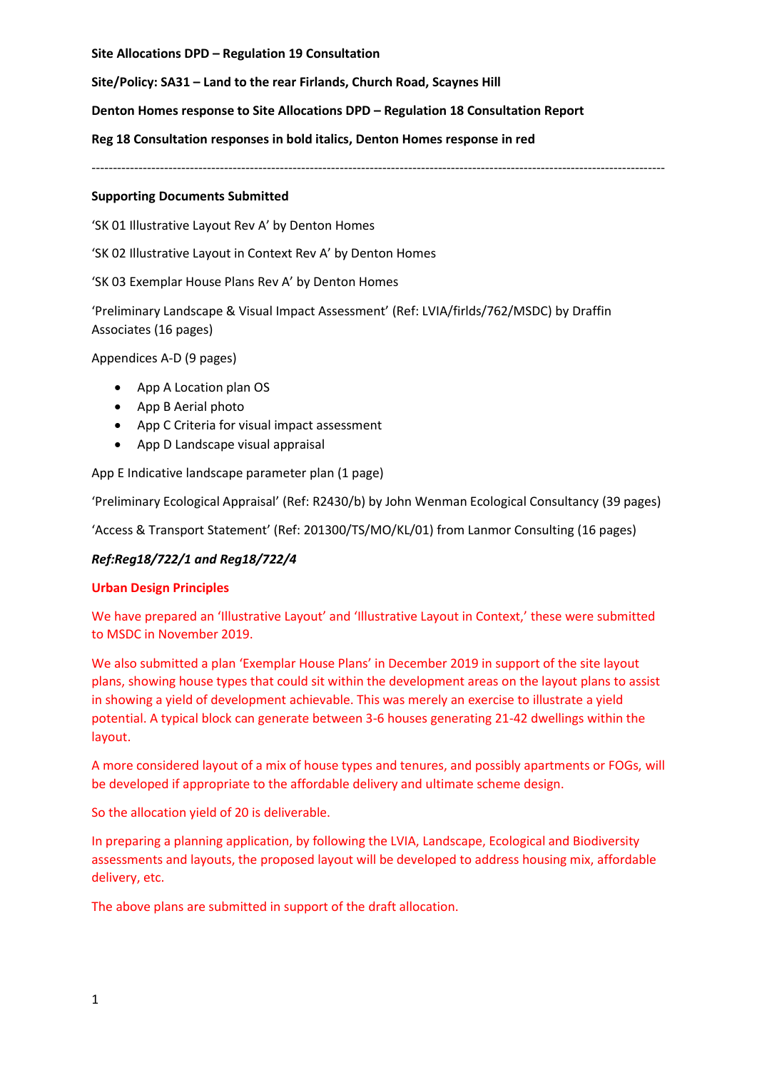**Site Allocations DPD – Regulation 19 Consultation**

**Site/Policy: SA31 – Land to the rear Firlands, Church Road, Scaynes Hill**

**Denton Homes response to Site Allocations DPD – Regulation 18 Consultation Report**

**Reg 18 Consultation responses in bold italics, Denton Homes response in red**

---

**Supporting Documents Submitted**

'SK 01 Illustrative Layout Rev A' by Denton Homes

'SK 02 Illustrative Layout in Context Rev A' by Denton Homes

'SK 03 Exemplar House Plans Rev A' by Denton Homes

'Preliminary Landscape & Visual Impact Assessment' (Ref: LVIA/firlds/762/MSDC) by Draffin Associates (16 pages)

Appendices A-D (9 pages)

- App A Location plan OS
- App B Aerial photo
- App C Criteria for visual impact assessment
- App D Landscape visual appraisal

App E Indicative landscape parameter plan (1 page)

'Preliminary Ecological Appraisal' (Ref: R2430/b) by John Wenman Ecological Consultancy (39 pages)

'Access & Transport Statement' (Ref: 201300/TS/MO/KL/01) from Lanmor Consulting (16 pages)

***Ref:Reg18/722/1 and Reg18/722/4***

**Urban Design Principles**

We have prepared an 'Illustrative Layout' and 'Illustrative Layout in Context,' these were submitted to MSDC in November 2019.

We also submitted a plan 'Exemplar House Plans' in December 2019 in support of the site layout plans, showing house types that could sit within the development areas on the layout plans to assist in showing a yield of development achievable. This was merely an exercise to illustrate a yield potential. A typical block can generate between 3-6 houses generating 21-42 dwellings within the layout.

A more considered layout of a mix of house types and tenures, and possibly apartments or FOGs, will be developed if appropriate to the affordable delivery and ultimate scheme design.

So the allocation yield of 20 is deliverable.

In preparing a planning application, by following the LVIA, Landscape, Ecological and Biodiversity assessments and layouts, the proposed layout will be developed to address housing mix, affordable delivery, etc.

The above plans are submitted in support of the draft allocation.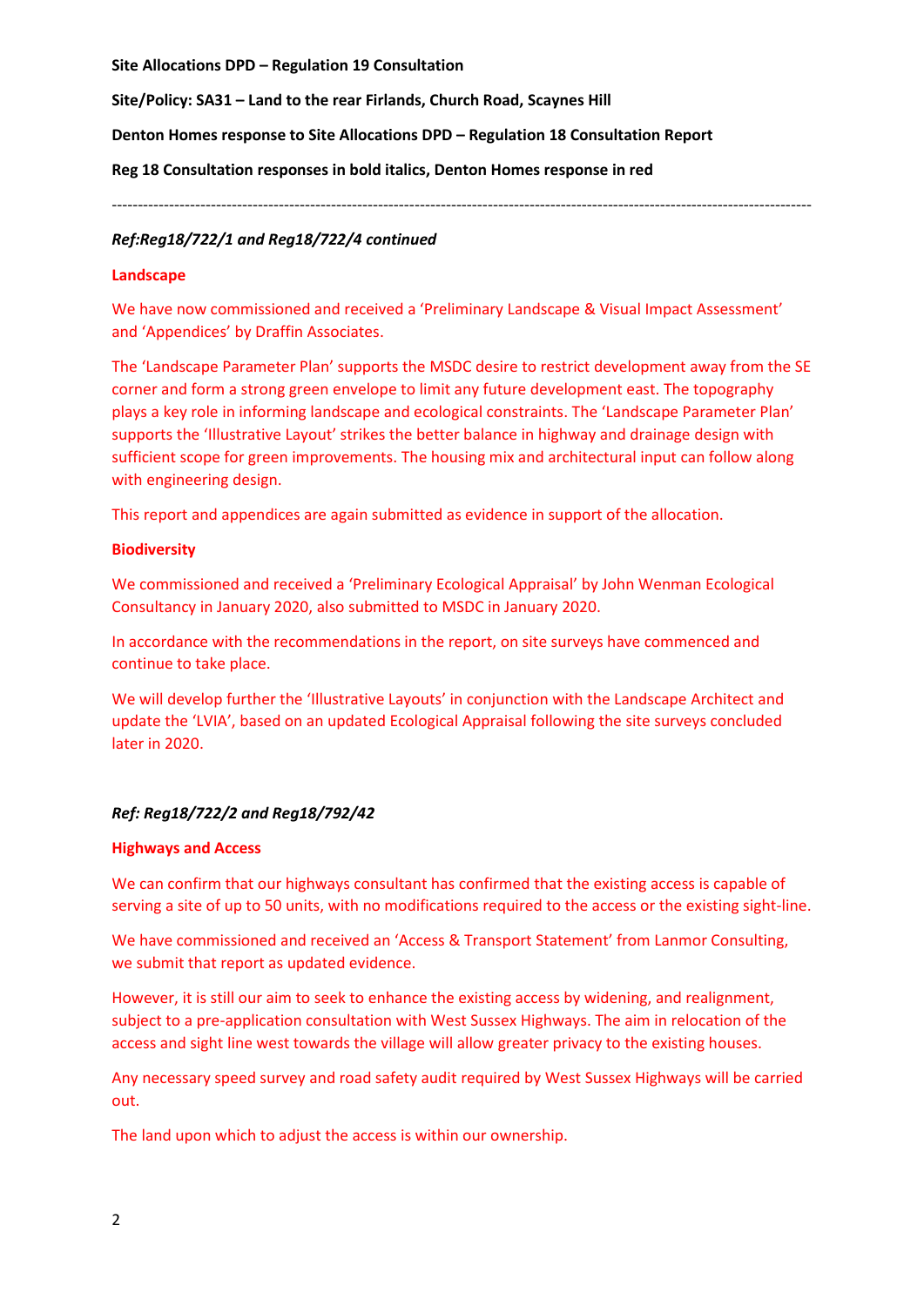**Site Allocations DPD – Regulation 19 Consultation**

**Site/Policy: SA31 – Land to the rear Firlands, Church Road, Scaynes Hill**

**Denton Homes response to Site Allocations DPD – Regulation 18 Consultation Report**

**Reg 18 Consultation responses in bold italics, Denton Homes response in red**

---

***Ref:Reg18/722/1 and Reg18/722/4 continued***

**Landscape**

We have now commissioned and received a 'Preliminary Landscape & Visual Impact Assessment' and 'Appendices' by Draffin Associates.

The 'Landscape Parameter Plan' supports the MSDC desire to restrict development away from the SE corner and form a strong green envelope to limit any future development east. The topography plays a key role in informing landscape and ecological constraints. The 'Landscape Parameter Plan' supports the 'Illustrative Layout' strikes the better balance in highway and drainage design with sufficient scope for green improvements. The housing mix and architectural input can follow along with engineering design.

This report and appendices are again submitted as evidence in support of the allocation.

**Biodiversity**

We commissioned and received a 'Preliminary Ecological Appraisal' by John Wenman Ecological Consultancy in January 2020, also submitted to MSDC in January 2020.

In accordance with the recommendations in the report, on site surveys have commenced and continue to take place.

We will develop further the 'Illustrative Layouts' in conjunction with the Landscape Architect and update the 'LVIA', based on an updated Ecological Appraisal following the site surveys concluded later in 2020.

***Ref: Reg18/722/2 and Reg18/792/42***

**Highways and Access**

We can confirm that our highways consultant has confirmed that the existing access is capable of serving a site of up to 50 units, with no modifications required to the access or the existing sight-line.

We have commissioned and received an 'Access & Transport Statement' from Lanmor Consulting, we submit that report as updated evidence.

However, it is still our aim to seek to enhance the existing access by widening, and realignment, subject to a pre-application consultation with West Sussex Highways. The aim in relocation of the access and sight line west towards the village will allow greater privacy to the existing houses.

Any necessary speed survey and road safety audit required by West Sussex Highways will be carried out.

The land upon which to adjust the access is within our ownership.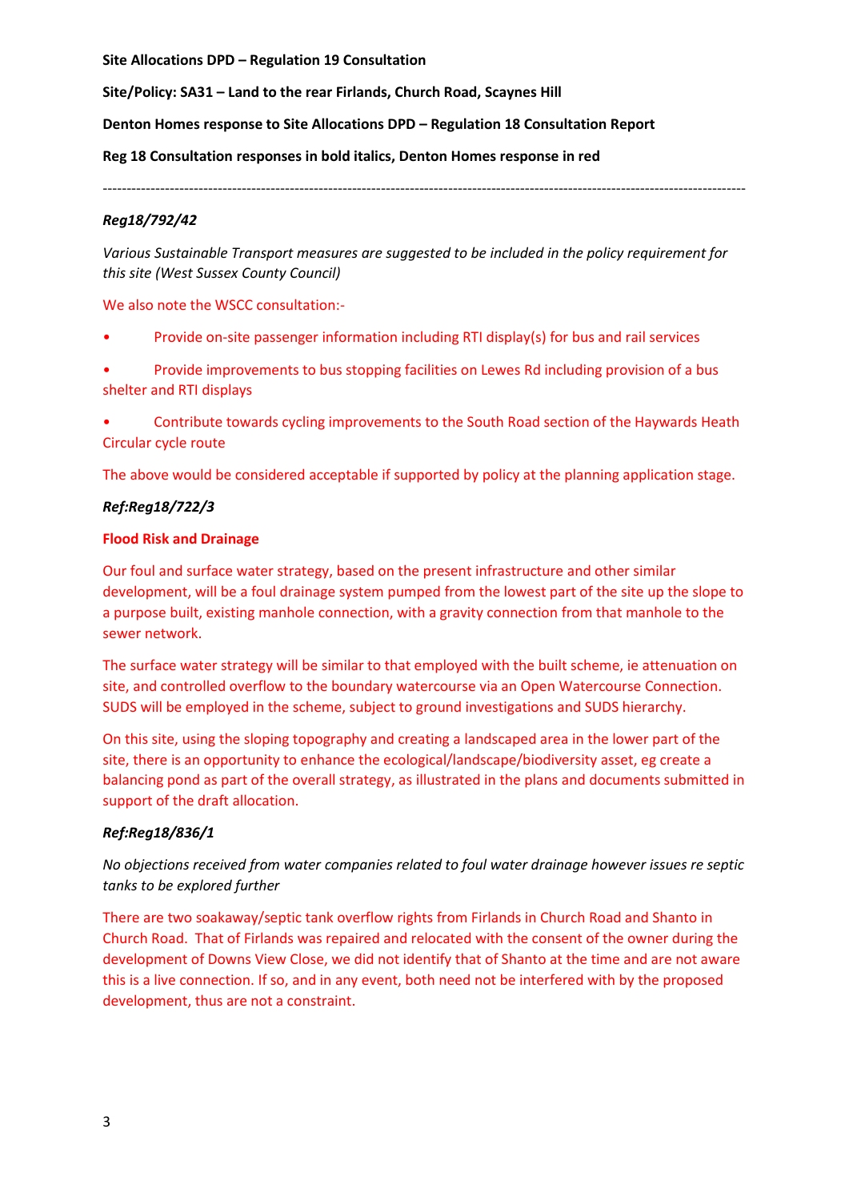**Site Allocations DPD – Regulation 19 Consultation**

**Site/Policy: SA31 – Land to the rear Firlands, Church Road, Scaynes Hill**

**Denton Homes response to Site Allocations DPD – Regulation 18 Consultation Report**

**Reg 18 Consultation responses in bold italics, Denton Homes response in red**

---

***Reg18/792/42***

*Various Sustainable Transport measures are suggested to be included in the policy requirement for this site (West Sussex County Council)*

We also note the WSCC consultation:-

- Provide on-site passenger information including RTI display(s) for bus and rail services
- Provide improvements to bus stopping facilities on Lewes Rd including provision of a bus shelter and RTI displays
- Contribute towards cycling improvements to the South Road section of the Haywards Heath Circular cycle route

The above would be considered acceptable if supported by policy at the planning application stage.

***Ref:Reg18/722/3***

**Flood Risk and Drainage**

Our foul and surface water strategy, based on the present infrastructure and other similar development, will be a foul drainage system pumped from the lowest part of the site up the slope to a purpose built, existing manhole connection, with a gravity connection from that manhole to the sewer network.

The surface water strategy will be similar to that employed with the built scheme, ie attenuation on site, and controlled overflow to the boundary watercourse via an Open Watercourse Connection. SUDS will be employed in the scheme, subject to ground investigations and SUDS hierarchy.

On this site, using the sloping topography and creating a landscaped area in the lower part of the site, there is an opportunity to enhance the ecological/landscape/biodiversity asset, eg create a balancing pond as part of the overall strategy, as illustrated in the plans and documents submitted in support of the draft allocation.

***Ref:Reg18/836/1***

*No objections received from water companies related to foul water drainage however issues re septic tanks to be explored further*

There are two soakaway/septic tank overflow rights from Firlands in Church Road and Shanto in Church Road. That of Firlands was repaired and relocated with the consent of the owner during the development of Downs View Close, we did not identify that of Shanto at the time and are not aware this is a live connection. If so, and in any event, both need not be interfered with by the proposed development, thus are not a constraint.